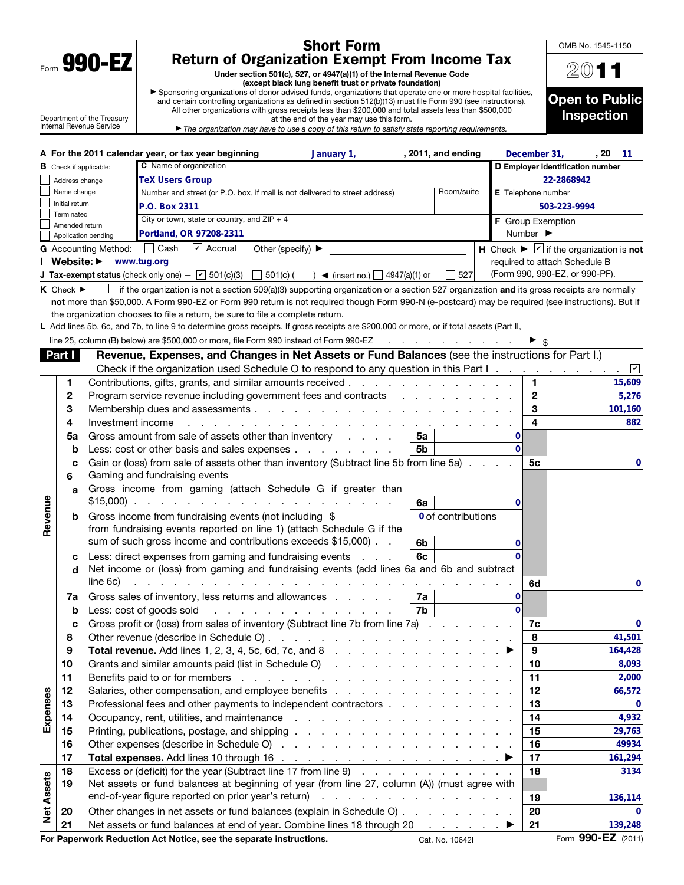Form **990-EZ**

# Short Form
# Return of Organization Exempt From Income Tax

**Under section 501(c), 527, or 4947(a)(1) of the Internal Revenue Code (except black lung benefit trust or private foundation)**

▶ Sponsoring organizations of donor advised funds, organizations that operate one or more hospital facilities, and certain controlling organizations as defined in section 512(b)(13) must file Form 990 (see instructions). All other organizations with gross receipts less than $200,000 and total assets less than $500,000 at the end of the year may use this form.

▶ *The organization may have to use a copy of this return to satisfy state reporting requirements.*

Department of the Treasury
Internal Revenue Service

OMB No. 1545-1150

**2011**

**Open to Public Inspection**

**A** For the 2011 calendar year, or tax year beginning **January 1,** , 2011, and ending **December 31,** , 20 **11**

**B** Check if applicable:
- ☐ Address change
- ☐ Name change
- ☐ Initial return
- ☐ Terminated
- ☐ Amended return
- ☐ Application pending

**C** Name of organization: **TeX Users Group**

Number and street (or P.O. box, if mail is not delivered to street address): **P.O. Box 2311** Room/suite:

City or town, state or country, and ZIP + 4: **Portland, OR 97208-2311**

**D** Employer identification number: **22-2868942**

**E** Telephone number: **503-223-9994**

**F** Group Exemption Number ▶

**G** Accounting Method: ☐ Cash ☑ Accrual Other (specify) ▶

**H** Check ▶ ☑ if the organization is **not** required to attach Schedule B (Form 990, 990-EZ, or 990-PF).

**I Website:** ▶ **www.tug.org**

**J Tax-exempt status** (check only one) — ☑ 501(c)(3) ☐ 501(c) ( ) ◀ (insert no.) ☐ 4947(a)(1) or ☐ 527

**K** Check ▶ ☐ if the organization is not a section 509(a)(3) supporting organization or a section 527 organization **and** its gross receipts are normally **not** more than $50,000. A Form 990-EZ or Form 990 return is not required though Form 990-N (e-postcard) may be required (see instructions). But if the organization chooses to file a return, be sure to file a complete return.

**L** Add lines 5b, 6c, and 7b, to line 9 to determine gross receipts. If gross receipts are $200,000 or more, or if total assets (Part II, line 25, column (B) below) are $500,000 or more, file Form 990 instead of Form 990-EZ ▶ $

## Part I Revenue, Expenses, and Changes in Net Assets or Fund Balances (see the instructions for Part I.)

Check if the organization used Schedule O to respond to any question in this Part I ☑

| Section | Line | Description | Sub-line | Sub-amount | Line | Amount |
|---|---|---|---|---|---|---|
| Revenue | 1 | Contributions, gifts, grants, and similar amounts received | | | 1 | 15,609 |
| | 2 | Program service revenue including government fees and contracts | | | 2 | 5,276 |
| | 3 | Membership dues and assessments | | | 3 | 101,160 |
| | 4 | Investment income | | | 4 | 882 |
| | 5a | Gross amount from sale of assets other than inventory | 5a | 0 | | |
| | b | Less: cost or other basis and sales expenses | 5b | 0 | | |
| | c | Gain or (loss) from sale of assets other than inventory (Subtract line 5b from line 5a) | | | 5c | 0 |
| | 6 | Gaming and fundraising events | | | | |
| | a | Gross income from gaming (attach Schedule G if greater than $15,000) | 6a | 0 | | |
| | b | Gross income from fundraising events (not including $ 0 of contributions from fundraising events reported on line 1) (attach Schedule G if the sum of such gross income and contributions exceeds $15,000) | 6b | 0 | | |
| | c | Less: direct expenses from gaming and fundraising events | 6c | 0 | | |
| | d | Net income or (loss) from gaming and fundraising events (add lines 6a and 6b and subtract line 6c) | | | 6d | 0 |
| | 7a | Gross sales of inventory, less returns and allowances | 7a | 0 | | |
| | b | Less: cost of goods sold | 7b | 0 | | |
| | c | Gross profit or (loss) from sales of inventory (Subtract line 7b from line 7a) | | | 7c | 0 |
| | 8 | Other revenue (describe in Schedule O) | | | 8 | 41,501 |
| | 9 | **Total revenue.** Add lines 1, 2, 3, 4, 5c, 6d, 7c, and 8 ▶ | | | 9 | 164,428 |
| Expenses | 10 | Grants and similar amounts paid (list in Schedule O) | | | 10 | 8,093 |
| | 11 | Benefits paid to or for members | | | 11 | 2,000 |
| | 12 | Salaries, other compensation, and employee benefits | | | 12 | 66,572 |
| | 13 | Professional fees and other payments to independent contractors | | | 13 | 0 |
| | 14 | Occupancy, rent, utilities, and maintenance | | | 14 | 4,932 |
| | 15 | Printing, publications, postage, and shipping | | | 15 | 29,763 |
| | 16 | Other expenses (describe in Schedule O) | | | 16 | 49934 |
| | 17 | **Total expenses.** Add lines 10 through 16 ▶ | | | 17 | 161,294 |
| Net Assets | 18 | Excess or (deficit) for the year (Subtract line 17 from line 9) | | | 18 | 3134 |
| | 19 | Net assets or fund balances at beginning of year (from line 27, column (A)) (must agree with end-of-year figure reported on prior year's return) | | | 19 | 136,114 |
| | 20 | Other changes in net assets or fund balances (explain in Schedule O) | | | 20 | 0 |
| | 21 | Net assets or fund balances at end of year. Combine lines 18 through 20 ▶ | | | 21 | 139,248 |

**For Paperwork Reduction Act Notice, see the separate instructions.** Cat. No. 10642I Form **990-EZ** (2011)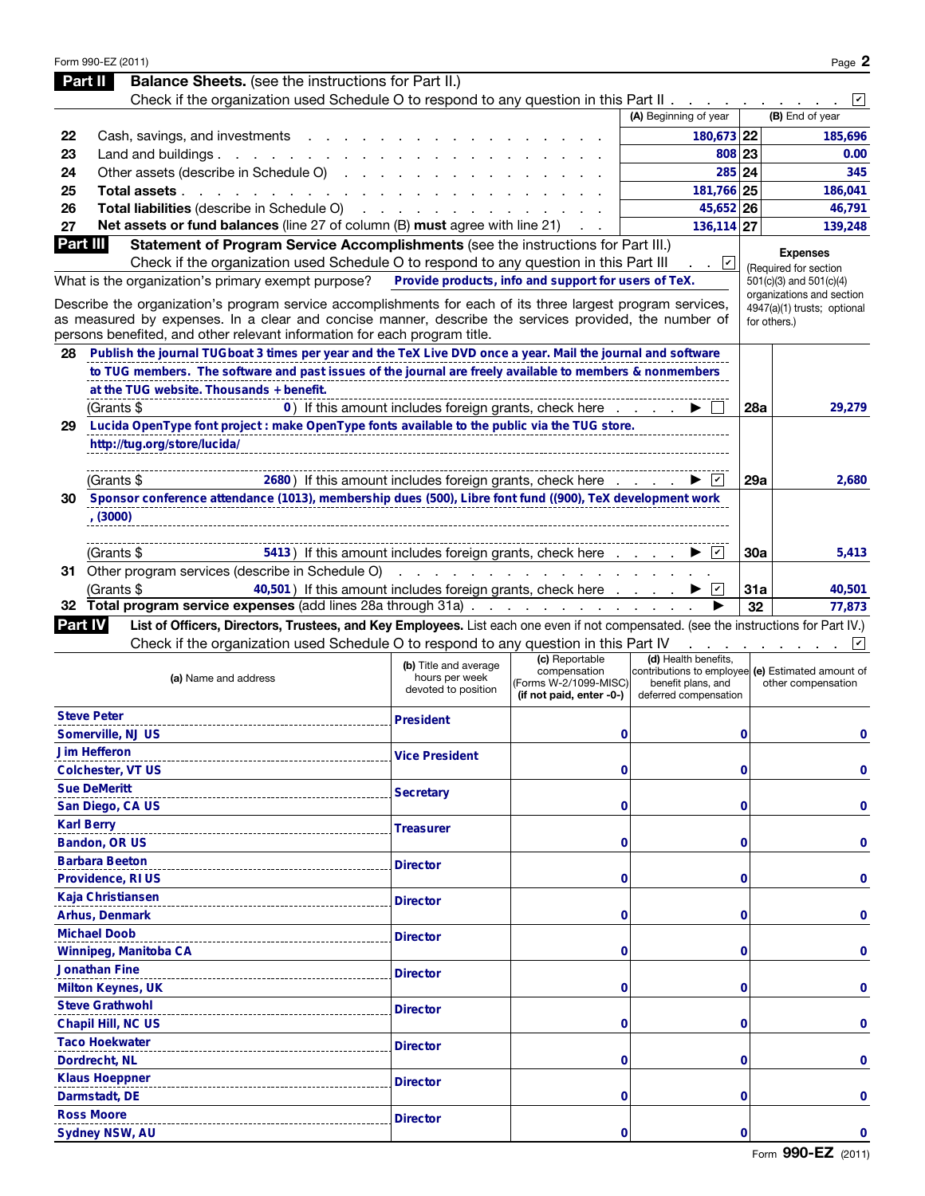## Part II Balance Sheets. (see the instructions for Part II.)

Check if the organization used Schedule O to respond to any question in this Part II . . . . . . . . . . ☑

| | | (A) Beginning of year | | (B) End of year |
|---|---|---|---|---|
| 22 | Cash, savings, and investments | 180,673 | 22 | 185,696 |
| 23 | Land and buildings | 808 | 23 | 0.00 |
| 24 | Other assets (describe in Schedule O) | 285 | 24 | 345 |
| 25 | **Total assets** | 181,766 | 25 | 186,041 |
| 26 | **Total liabilities** (describe in Schedule O) | 45,652 | 26 | 46,791 |
| 27 | **Net assets or fund balances** (line 27 of column (B) **must** agree with line 21) | 136,114 | 27 | 139,248 |

## Part III Statement of Program Service Accomplishments (see the instructions for Part III.)

Check if the organization used Schedule O to respond to any question in this Part III . . ☑

What is the organization's primary exempt purpose? **Provide products, info and support for users of TeX.**

Describe the organization's program service accomplishments for each of its three largest program services, as measured by expenses. In a clear and concise manner, describe the services provided, the number of persons benefited, and other relevant information for each program title.

**Expenses** (Required for section 501(c)(3) and 501(c)(4) organizations and section 4947(a)(1) trusts; optional for others.)

| | | | Expenses |
|---|---|---|---|
| 28 | Publish the journal TUGboat 3 times per year and the TeX Live DVD once a year. Mail the journal and software to TUG members. The software and past issues of the journal are freely available to members & nonmembers at the TUG website. Thousands + benefit.<br>(Grants $ 0) If this amount includes foreign grants, check here ▶ ☐ | 28a | 29,279 |
| 29 | Lucida OpenType font project : make OpenType fonts available to the public via the TUG store. http://tug.org/store/lucida/<br>(Grants $ 2680) If this amount includes foreign grants, check here ▶ ☑ | 29a | 2,680 |
| 30 | Sponsor conference attendance (1013), membership dues (500), Libre font fund ((900), TeX development work , (3000)<br>(Grants $ 5413) If this amount includes foreign grants, check here ▶ ☑ | 30a | 5,413 |
| 31 | Other program services (describe in Schedule O)<br>(Grants $ 40,501) If this amount includes foreign grants, check here ▶ ☑ | 31a | 40,501 |
| 32 | **Total program service expenses** (add lines 28a through 31a) ▶ | 32 | 77,873 |

## Part IV List of Officers, Directors, Trustees, and Key Employees. List each one even if not compensated. (see the instructions for Part IV.)

Check if the organization used Schedule O to respond to any question in this Part IV . . . . . . . . . ☑

| (a) Name and address | (b) Title and average hours per week devoted to position | (c) Reportable compensation (Forms W-2/1099-MISC) (if not paid, enter -0-) | (d) Health benefits, contributions to employee benefit plans, and deferred compensation | (e) Estimated amount of other compensation |
|---|---|---|---|---|
| Steve Peter<br>Somerville, NJ US | President | 0 | 0 | 0 |
| Jim Hefferon<br>Colchester, VT US | Vice President | 0 | 0 | 0 |
| Sue DeMeritt<br>San Diego, CA US | Secretary | 0 | 0 | 0 |
| Karl Berry<br>Bandon, OR US | Treasurer | 0 | 0 | 0 |
| Barbara Beeton<br>Providence, RI US | Director | 0 | 0 | 0 |
| Kaja Christiansen<br>Arhus, Denmark | Director | 0 | 0 | 0 |
| Michael Doob<br>Winnipeg, Manitoba CA | Director | 0 | 0 | 0 |
| Jonathan Fine<br>Milton Keynes, UK | Director | 0 | 0 | 0 |
| Steve Grathwohl<br>Chapil Hill, NC US | Director | 0 | 0 | 0 |
| Taco Hoekwater<br>Dordrecht, NL | Director | 0 | 0 | 0 |
| Klaus Hoeppner<br>Darmstadt, DE | Director | 0 | 0 | 0 |
| Ross Moore<br>Sydney NSW, AU | Director | 0 | 0 | 0 |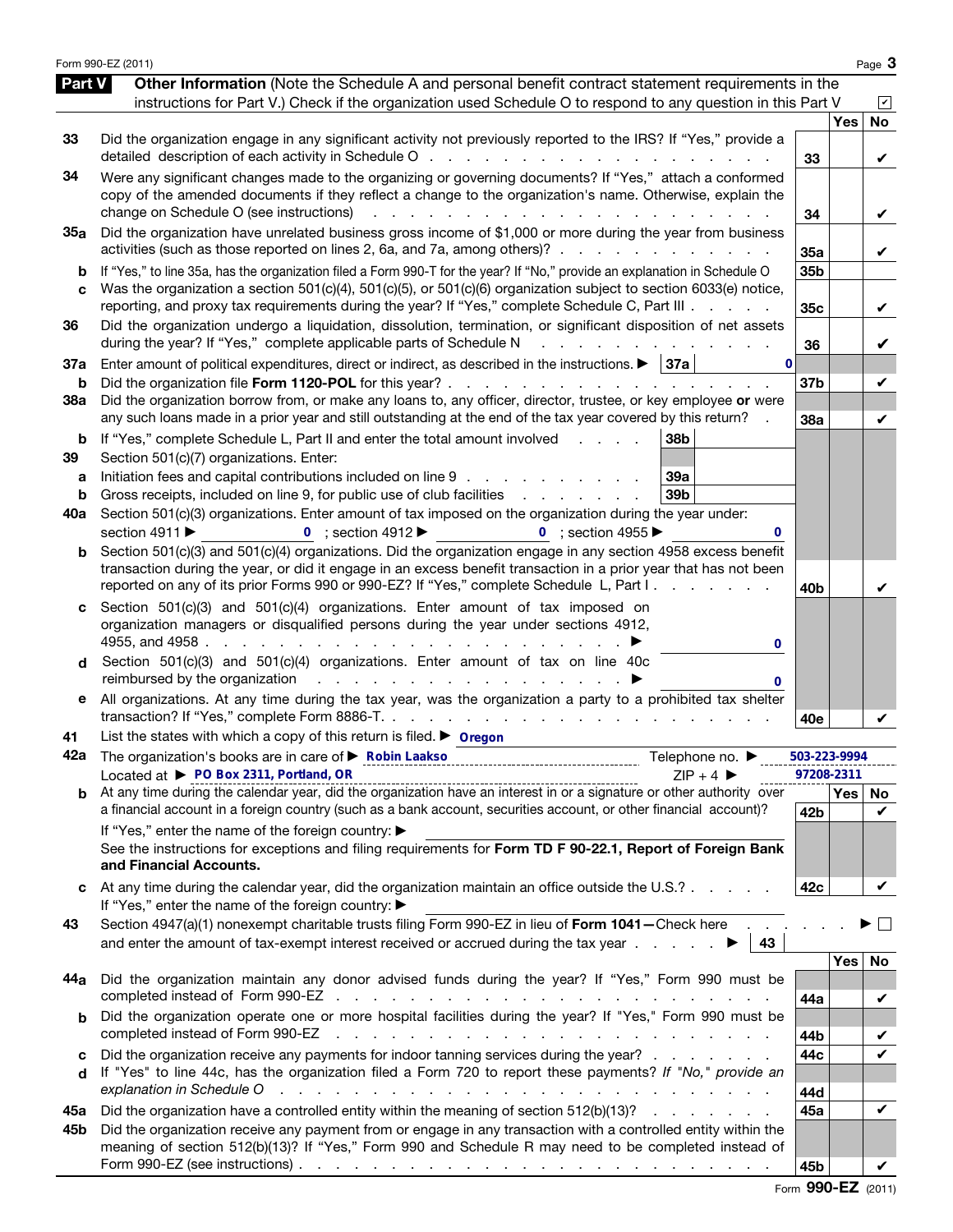Form 990-EZ (2011)

## Part V Other Information

(Note the Schedule A and personal benefit contract statement requirements in the instructions for Part V.) Check if the organization used Schedule O to respond to any question in this Part V ☑

| | | | Yes | No |
|---|---|---|---|---|
| 33 | Did the organization engage in any significant activity not previously reported to the IRS? If "Yes," provide a detailed description of each activity in Schedule O | 33 | | ✔ |
| 34 | Were any significant changes made to the organizing or governing documents? If "Yes," attach a conformed copy of the amended documents if they reflect a change to the organization's name. Otherwise, explain the change on Schedule O (see instructions) | 34 | | ✔ |
| 35a | Did the organization have unrelated business gross income of $1,000 or more during the year from business activities (such as those reported on lines 2, 6a, and 7a, among others)? | 35a | | ✔ |
| b | If "Yes," to line 35a, has the organization filed a Form 990-T for the year? If "No," provide an explanation in Schedule O | 35b | | |
| c | Was the organization a section 501(c)(4), 501(c)(5), or 501(c)(6) organization subject to section 6033(e) notice, reporting, and proxy tax requirements during the year? If "Yes," complete Schedule C, Part III | 35c | | ✔ |
| 36 | Did the organization undergo a liquidation, dissolution, termination, or significant disposition of net assets during the year? If "Yes," complete applicable parts of Schedule N | 36 | | ✔ |
| 37a | Enter amount of political expenditures, direct or indirect, as described in the instructions. ▶ 37a 0 | | | |
| b | Did the organization file **Form 1120-POL** for this year? | 37b | | ✔ |
| 38a | Did the organization borrow from, or make any loans to, any officer, director, trustee, or key employee **or** were any such loans made in a prior year and still outstanding at the end of the tax year covered by this return? | 38a | | ✔ |
| b | If "Yes," complete Schedule L, Part II and enter the total amount involved 38b | | | |
| 39 | Section 501(c)(7) organizations. Enter: | | | |
| a | Initiation fees and capital contributions included on line 9 39a | | | |
| b | Gross receipts, included on line 9, for public use of club facilities 39b | | | |
| 40a | Section 501(c)(3) organizations. Enter amount of tax imposed on the organization during the year under: section 4911 ▶ 0 ; section 4912 ▶ 0 ; section 4955 ▶ 0 | | | |
| b | Section 501(c)(3) and 501(c)(4) organizations. Did the organization engage in any section 4958 excess benefit transaction during the year, or did it engage in an excess benefit transaction in a prior year that has not been reported on any of its prior Forms 990 or 990-EZ? If "Yes," complete Schedule L, Part I | 40b | | ✔ |
| c | Section 501(c)(3) and 501(c)(4) organizations. Enter amount of tax imposed on organization managers or disqualified persons during the year under sections 4912, 4955, and 4958 ▶ 0 | | | |
| d | Section 501(c)(3) and 501(c)(4) organizations. Enter amount of tax on line 40c reimbursed by the organization ▶ 0 | | | |
| e | All organizations. At any time during the tax year, was the organization a party to a prohibited tax shelter transaction? If "Yes," complete Form 8886-T. | 40e | | ✔ |
| 41 | List the states with which a copy of this return is filed. ▶ Oregon | | | |
| 42a | The organization's books are in care of ▶ Robin Laakso Telephone no. ▶ 503-223-9994<br>Located at ▶ PO Box 2311, Portland, OR ZIP + 4 ▶ 97208-2311 | | | |
| | | | Yes | No |
| b | At any time during the calendar year, did the organization have an interest in or a signature or other authority over a financial account in a foreign country (such as a bank account, securities account, or other financial account)? | 42b | | ✔ |
| | If "Yes," enter the name of the foreign country: ▶<br>See the instructions for exceptions and filing requirements for **Form TD F 90-22.1, Report of Foreign Bank and Financial Accounts.** | | | |
| c | At any time during the calendar year, did the organization maintain an office outside the U.S.? | 42c | | ✔ |
| | If "Yes," enter the name of the foreign country: ▶ | | | |
| 43 | Section 4947(a)(1) nonexempt charitable trusts filing Form 990-EZ in lieu of **Form 1041**—Check here ▶ ☐<br>and enter the amount of tax-exempt interest received or accrued during the tax year ▶ 43 | | | |
| | | | Yes | No |
| 44a | Did the organization maintain any donor advised funds during the year? If "Yes," Form 990 must be completed instead of Form 990-EZ | 44a | | ✔ |
| b | Did the organization operate one or more hospital facilities during the year? If "Yes," Form 990 must be completed instead of Form 990-EZ | 44b | | ✔ |
| c | Did the organization receive any payments for indoor tanning services during the year? | 44c | | ✔ |
| d | If "Yes" to line 44c, has the organization filed a Form 720 to report these payments? *If "No," provide an explanation in Schedule O* | 44d | | |
| 45a | Did the organization have a controlled entity within the meaning of section 512(b)(13)? | 45a | | ✔ |
| 45b | Did the organization receive any payment from or engage in any transaction with a controlled entity within the meaning of section 512(b)(13)? If "Yes," Form 990 and Schedule R may need to be completed instead of Form 990-EZ (see instructions) | 45b | | ✔ |

Form **990-EZ** (2011)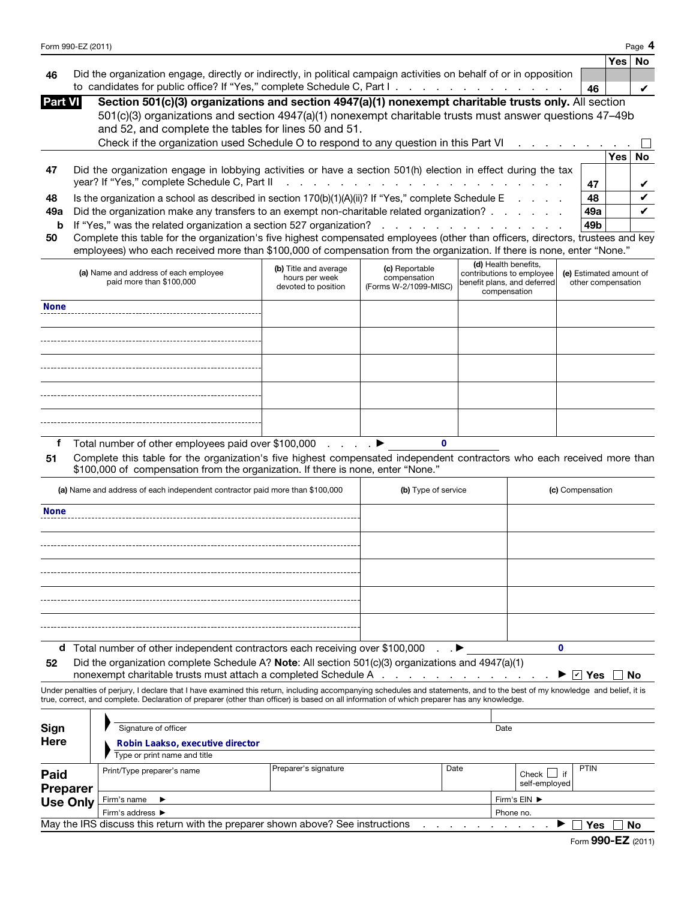| | | | Yes | No |
|---|---|---|---|---|
| 46 | Did the organization engage, directly or indirectly, in political campaign activities on behalf of or in opposition to candidates for public office? If "Yes," complete Schedule C, Part I | 46 | | ✔ |

**Part VI** **Section 501(c)(3) organizations and section 4947(a)(1) nonexempt charitable trusts only.** All section 501(c)(3) organizations and section 4947(a)(1) nonexempt charitable trusts must answer questions 47–49b and 52, and complete the tables for lines 50 and 51.

Check if the organization used Schedule O to respond to any question in this Part VI ☐

| | | | Yes | No |
|---|---|---|---|---|
| 47 | Did the organization engage in lobbying activities or have a section 501(h) election in effect during the tax year? If "Yes," complete Schedule C, Part II | 47 | | ✔ |
| 48 | Is the organization a school as described in section 170(b)(1)(A)(ii)? If "Yes," complete Schedule E | 48 | | ✔ |
| 49a | Did the organization make any transfers to an exempt non-charitable related organization? | 49a | | ✔ |
| b | If "Yes," was the related organization a section 527 organization? | 49b | | |

**50** Complete this table for the organization's five highest compensated employees (other than officers, directors, trustees and key employees) who each received more than $100,000 of compensation from the organization. If there is none, enter "None."

| (a) Name and address of each employee paid more than $100,000 | (b) Title and average hours per week devoted to position | (c) Reportable compensation (Forms W-2/1099-MISC) | (d) Health benefits, contributions to employee benefit plans, and deferred compensation | (e) Estimated amount of other compensation |
|---|---|---|---|---|
| None | | | | |
| | | | | |
| | | | | |
| | | | | |
| | | | | |

**f** Total number of other employees paid over $100,000 ▶ 0

**51** Complete this table for the organization's five highest compensated independent contractors who each received more than $100,000 of compensation from the organization. If there is none, enter "None."

| (a) Name and address of each independent contractor paid more than $100,000 | (b) Type of service | (c) Compensation |
|---|---|---|
| None | | |
| | | |
| | | |
| | | |
| | | |

**d** Total number of other independent contractors each receiving over $100,000 ▶ 0

**52** Did the organization complete Schedule A? **Note:** All section 501(c)(3) organizations and 4947(a)(1) nonexempt charitable trusts must attach a completed Schedule A ▶ ☑ Yes ☐ No

Under penalties of perjury, I declare that I have examined this return, including accompanying schedules and statements, and to the best of my knowledge and belief, it is true, correct, and complete. Declaration of preparer (other than officer) is based on all information of which preparer has any knowledge.

**Sign Here**

Signature of officer — Date

Robin Laakso, executive director

Type or print name and title

**Paid Preparer Use Only**

| Print/Type preparer's name | Preparer's signature | Date | Check ☐ if self-employed | PTIN |
|---|---|---|---|---|
| | | | | |

Firm's name ▶ — Firm's EIN ▶

Firm's address ▶ — Phone no.

May the IRS discuss this return with the preparer shown above? See instructions ▶ ☐ Yes ☐ No

Form **990-EZ** (2011)